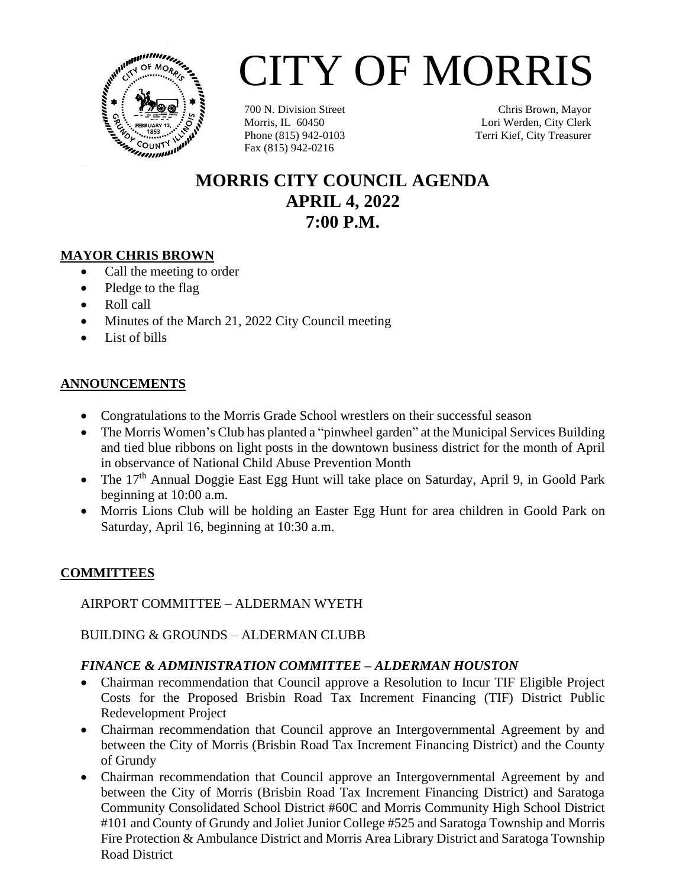# CITY OF MORRIS

700 N. Division Street
Morris, IL 60450
Phone (815) 942-0103
Fax (815) 942-0216

Chris Brown, Mayor
Lori Werden, City Clerk
Terri Kief, City Treasurer

## MORRIS CITY COUNCIL AGENDA
## APRIL 4, 2022
## 7:00 P.M.

**MAYOR CHRIS BROWN**

- Call the meeting to order
- Pledge to the flag
- Roll call
- Minutes of the March 21, 2022 City Council meeting
- List of bills

**ANNOUNCEMENTS**

- Congratulations to the Morris Grade School wrestlers on their successful season
- The Morris Women's Club has planted a "pinwheel garden" at the Municipal Services Building and tied blue ribbons on light posts in the downtown business district for the month of April in observance of National Child Abuse Prevention Month
- The 17th Annual Doggie East Egg Hunt will take place on Saturday, April 9, in Goold Park beginning at 10:00 a.m.
- Morris Lions Club will be holding an Easter Egg Hunt for area children in Goold Park on Saturday, April 16, beginning at 10:30 a.m.

**COMMITTEES**

AIRPORT COMMITTEE – ALDERMAN WYETH

BUILDING & GROUNDS – ALDERMAN CLUBB

***FINANCE & ADMINISTRATION COMMITTEE – ALDERMAN HOUSTON***

- Chairman recommendation that Council approve a Resolution to Incur TIF Eligible Project Costs for the Proposed Brisbin Road Tax Increment Financing (TIF) District Public Redevelopment Project
- Chairman recommendation that Council approve an Intergovernmental Agreement by and between the City of Morris (Brisbin Road Tax Increment Financing District) and the County of Grundy
- Chairman recommendation that Council approve an Intergovernmental Agreement by and between the City of Morris (Brisbin Road Tax Increment Financing District) and Saratoga Community Consolidated School District #60C and Morris Community High School District #101 and County of Grundy and Joliet Junior College #525 and Saratoga Township and Morris Fire Protection & Ambulance District and Morris Area Library District and Saratoga Township Road District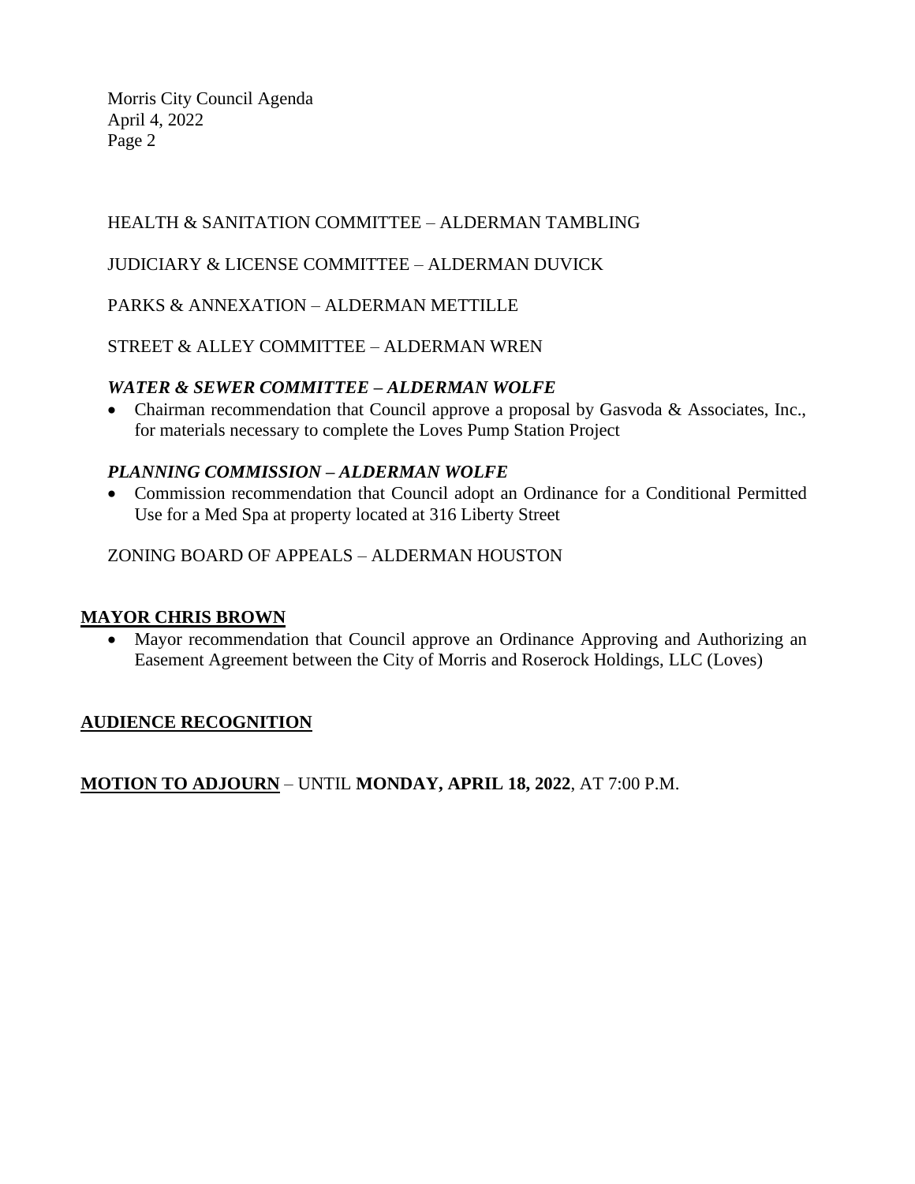HEALTH & SANITATION COMMITTEE – ALDERMAN TAMBLING

JUDICIARY & LICENSE COMMITTEE – ALDERMAN DUVICK

PARKS & ANNEXATION – ALDERMAN METTILLE

STREET & ALLEY COMMITTEE – ALDERMAN WREN

***WATER & SEWER COMMITTEE – ALDERMAN WOLFE***

- Chairman recommendation that Council approve a proposal by Gasvoda & Associates, Inc., for materials necessary to complete the Loves Pump Station Project

***PLANNING COMMISSION – ALDERMAN WOLFE***

- Commission recommendation that Council adopt an Ordinance for a Conditional Permitted Use for a Med Spa at property located at 316 Liberty Street

ZONING BOARD OF APPEALS – ALDERMAN HOUSTON

**MAYOR CHRIS BROWN**

- Mayor recommendation that Council approve an Ordinance Approving and Authorizing an Easement Agreement between the City of Morris and Roserock Holdings, LLC (Loves)

**AUDIENCE RECOGNITION**

**MOTION TO ADJOURN** – UNTIL **MONDAY, APRIL 18, 2022**, AT 7:00 P.M.